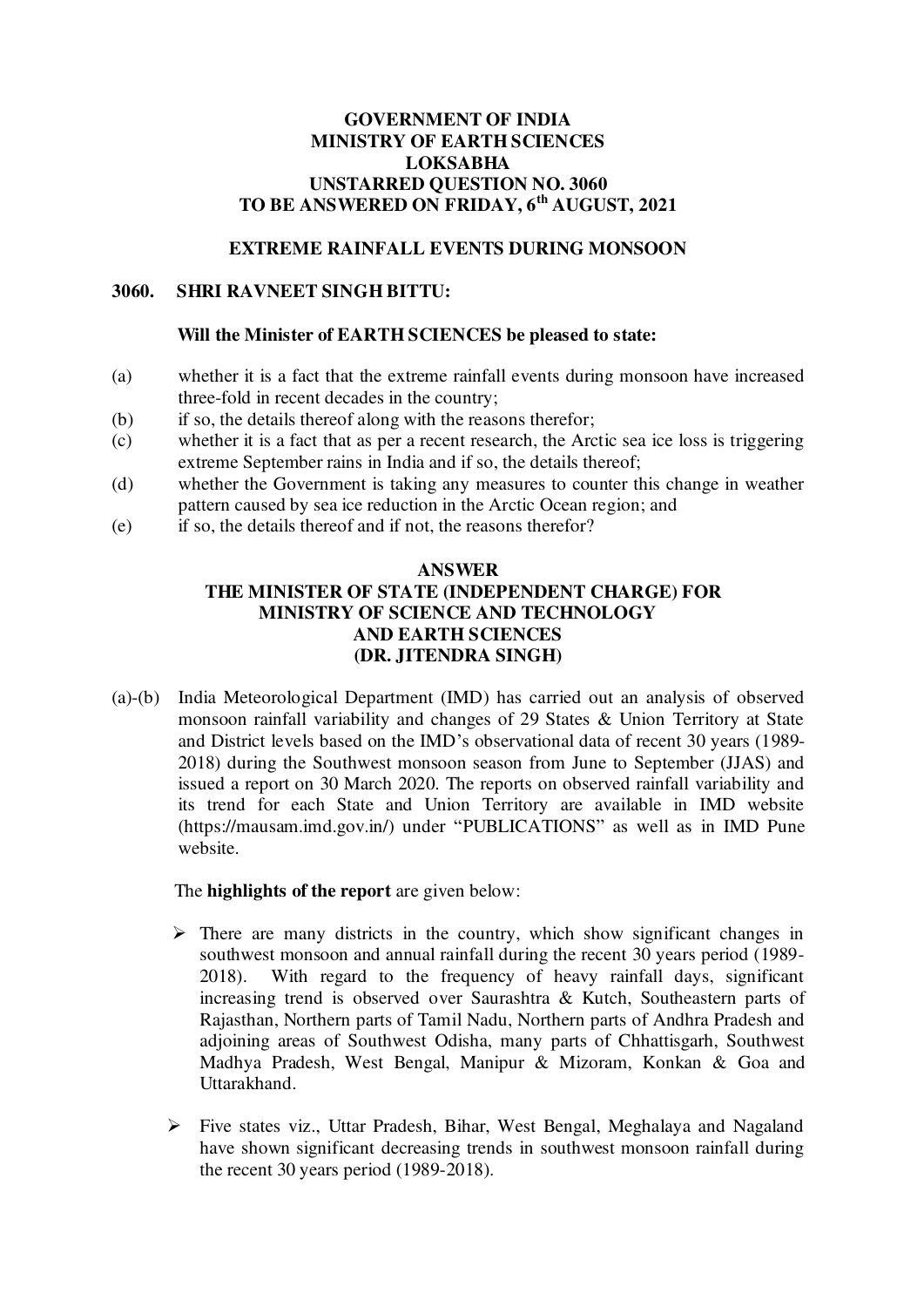**GOVERNMENT OF INDIA**
**MINISTRY OF EARTH SCIENCES**
**LOKSABHA**
**UNSTARRED QUESTION NO. 3060**
**TO BE ANSWERED ON FRIDAY, 6th AUGUST, 2021**

**EXTREME RAINFALL EVENTS DURING MONSOON**

**3060. SHRI RAVNEET SINGH BITTU:**

**Will the Minister of EARTH SCIENCES be pleased to state:**

(a) whether it is a fact that the extreme rainfall events during monsoon have increased three-fold in recent decades in the country;

(b) if so, the details thereof along with the reasons therefor;

(c) whether it is a fact that as per a recent research, the Arctic sea ice loss is triggering extreme September rains in India and if so, the details thereof;

(d) whether the Government is taking any measures to counter this change in weather pattern caused by sea ice reduction in the Arctic Ocean region; and

(e) if so, the details thereof and if not, the reasons therefor?

**ANSWER**
**THE MINISTER OF STATE (INDEPENDENT CHARGE) FOR MINISTRY OF SCIENCE AND TECHNOLOGY AND EARTH SCIENCES**
**(DR. JITENDRA SINGH)**

(a)-(b) India Meteorological Department (IMD) has carried out an analysis of observed monsoon rainfall variability and changes of 29 States & Union Territory at State and District levels based on the IMD's observational data of recent 30 years (1989-2018) during the Southwest monsoon season from June to September (JJAS) and issued a report on 30 March 2020. The reports on observed rainfall variability and its trend for each State and Union Territory are available in IMD website (https://mausam.imd.gov.in/) under "PUBLICATIONS" as well as in IMD Pune website.

The **highlights of the report** are given below:

- There are many districts in the country, which show significant changes in southwest monsoon and annual rainfall during the recent 30 years period (1989-2018). With regard to the frequency of heavy rainfall days, significant increasing trend is observed over Saurashtra & Kutch, Southeastern parts of Rajasthan, Northern parts of Tamil Nadu, Northern parts of Andhra Pradesh and adjoining areas of Southwest Odisha, many parts of Chhattisgarh, Southwest Madhya Pradesh, West Bengal, Manipur & Mizoram, Konkan & Goa and Uttarakhand.
- Five states viz., Uttar Pradesh, Bihar, West Bengal, Meghalaya and Nagaland have shown significant decreasing trends in southwest monsoon rainfall during the recent 30 years period (1989-2018).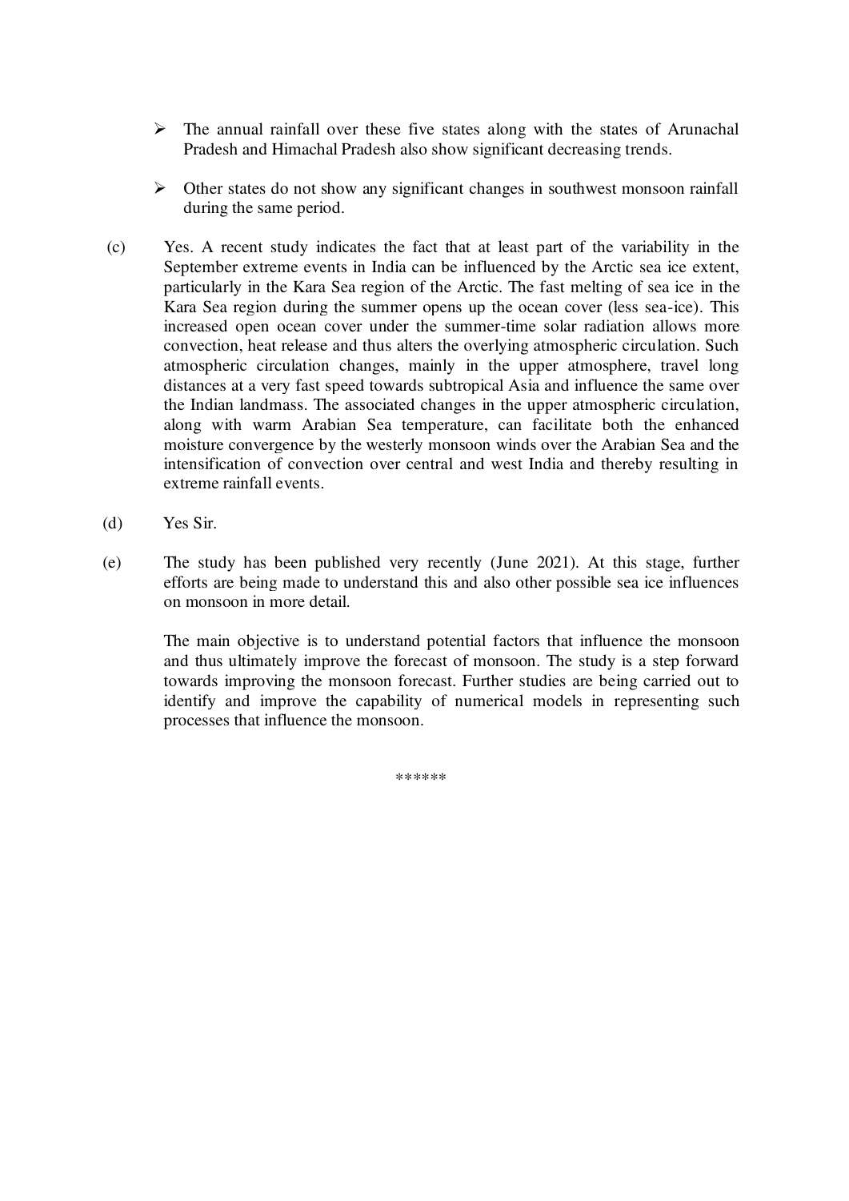- The annual rainfall over these five states along with the states of Arunachal Pradesh and Himachal Pradesh also show significant decreasing trends.

- Other states do not show any significant changes in southwest monsoon rainfall during the same period.

(c) Yes. A recent study indicates the fact that at least part of the variability in the September extreme events in India can be influenced by the Arctic sea ice extent, particularly in the Kara Sea region of the Arctic. The fast melting of sea ice in the Kara Sea region during the summer opens up the ocean cover (less sea-ice). This increased open ocean cover under the summer-time solar radiation allows more convection, heat release and thus alters the overlying atmospheric circulation. Such atmospheric circulation changes, mainly in the upper atmosphere, travel long distances at a very fast speed towards subtropical Asia and influence the same over the Indian landmass. The associated changes in the upper atmospheric circulation, along with warm Arabian Sea temperature, can facilitate both the enhanced moisture convergence by the westerly monsoon winds over the Arabian Sea and the intensification of convection over central and west India and thereby resulting in extreme rainfall events.

(d) Yes Sir.

(e) The study has been published very recently (June 2021). At this stage, further efforts are being made to understand this and also other possible sea ice influences on monsoon in more detail.

The main objective is to understand potential factors that influence the monsoon and thus ultimately improve the forecast of monsoon. The study is a step forward towards improving the monsoon forecast. Further studies are being carried out to identify and improve the capability of numerical models in representing such processes that influence the monsoon.

******